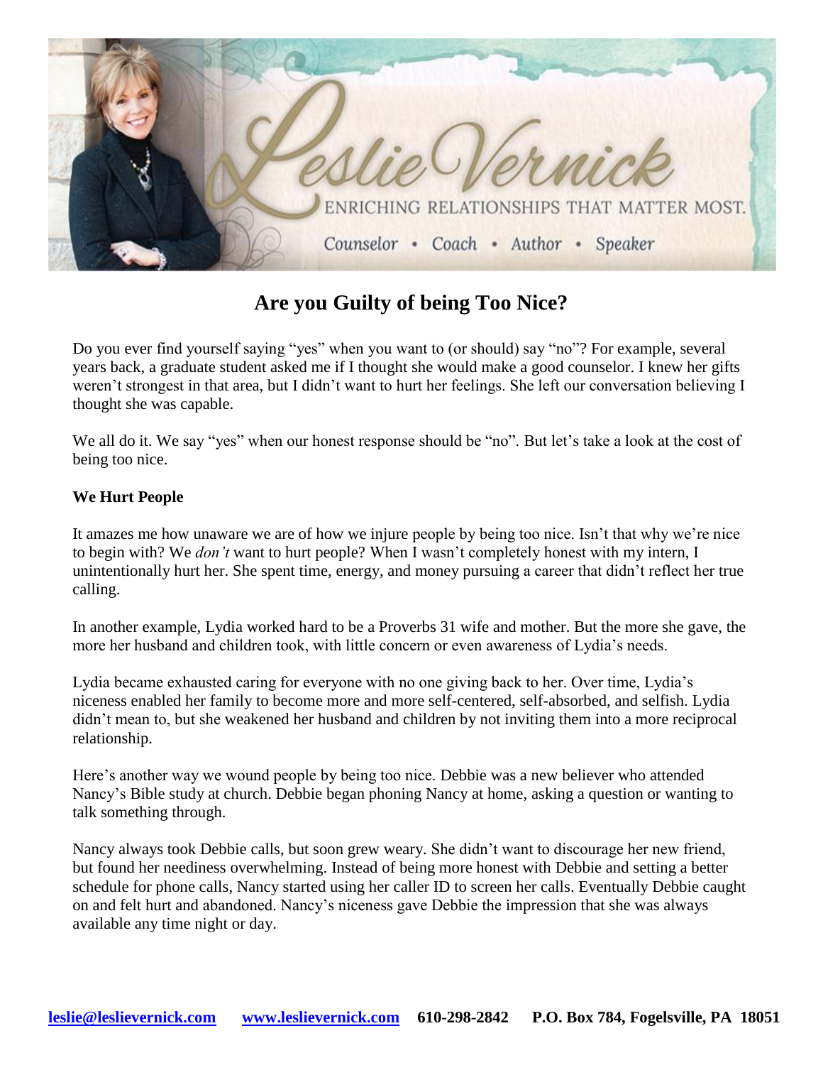# Are you Guilty of being Too Nice?

Do you ever find yourself saying "yes" when you want to (or should) say "no"? For example, several years back, a graduate student asked me if I thought she would make a good counselor. I knew her gifts weren't strongest in that area, but I didn't want to hurt her feelings. She left our conversation believing I thought she was capable.

We all do it. We say "yes" when our honest response should be "no". But let's take a look at the cost of being too nice.

**We Hurt People**

It amazes me how unaware we are of how we injure people by being too nice. Isn't that why we're nice to begin with? We *don't* want to hurt people? When I wasn't completely honest with my intern, I unintentionally hurt her. She spent time, energy, and money pursuing a career that didn't reflect her true calling.

In another example, Lydia worked hard to be a Proverbs 31 wife and mother. But the more she gave, the more her husband and children took, with little concern or even awareness of Lydia's needs.

Lydia became exhausted caring for everyone with no one giving back to her. Over time, Lydia's niceness enabled her family to become more and more self-centered, self-absorbed, and selfish. Lydia didn't mean to, but she weakened her husband and children by not inviting them into a more reciprocal relationship.

Here's another way we wound people by being too nice. Debbie was a new believer who attended Nancy's Bible study at church. Debbie began phoning Nancy at home, asking a question or wanting to talk something through.

Nancy always took Debbie calls, but soon grew weary. She didn't want to discourage her new friend, but found her neediness overwhelming. Instead of being more honest with Debbie and setting a better schedule for phone calls, Nancy started using her caller ID to screen her calls. Eventually Debbie caught on and felt hurt and abandoned. Nancy's niceness gave Debbie the impression that she was always available any time night or day.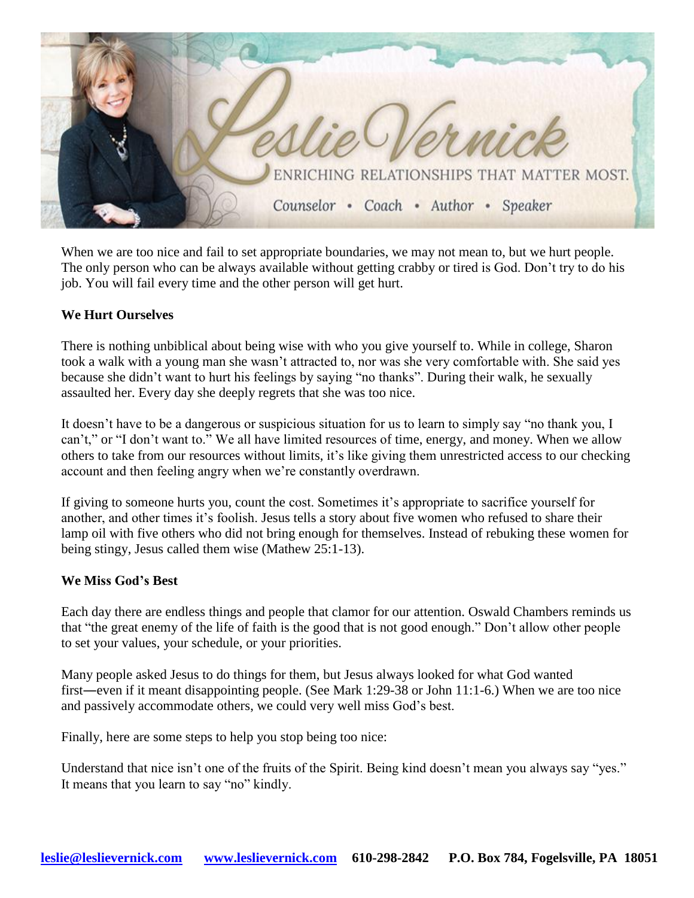When we are too nice and fail to set appropriate boundaries, we may not mean to, but we hurt people. The only person who can be always available without getting crabby or tired is God. Don't try to do his job. You will fail every time and the other person will get hurt.

**We Hurt Ourselves**

There is nothing unbiblical about being wise with who you give yourself to. While in college, Sharon took a walk with a young man she wasn't attracted to, nor was she very comfortable with. She said yes because she didn't want to hurt his feelings by saying "no thanks". During their walk, he sexually assaulted her. Every day she deeply regrets that she was too nice.

It doesn't have to be a dangerous or suspicious situation for us to learn to simply say "no thank you, I can't," or "I don't want to." We all have limited resources of time, energy, and money. When we allow others to take from our resources without limits, it's like giving them unrestricted access to our checking account and then feeling angry when we're constantly overdrawn.

If giving to someone hurts you, count the cost. Sometimes it's appropriate to sacrifice yourself for another, and other times it's foolish. Jesus tells a story about five women who refused to share their lamp oil with five others who did not bring enough for themselves. Instead of rebuking these women for being stingy, Jesus called them wise (Mathew 25:1-13).

**We Miss God's Best**

Each day there are endless things and people that clamor for our attention. Oswald Chambers reminds us that "the great enemy of the life of faith is the good that is not good enough." Don't allow other people to set your values, your schedule, or your priorities.

Many people asked Jesus to do things for them, but Jesus always looked for what God wanted first—even if it meant disappointing people. (See Mark 1:29-38 or John 11:1-6.) When we are too nice and passively accommodate others, we could very well miss God's best.

Finally, here are some steps to help you stop being too nice:

Understand that nice isn't one of the fruits of the Spirit. Being kind doesn't mean you always say "yes." It means that you learn to say "no" kindly.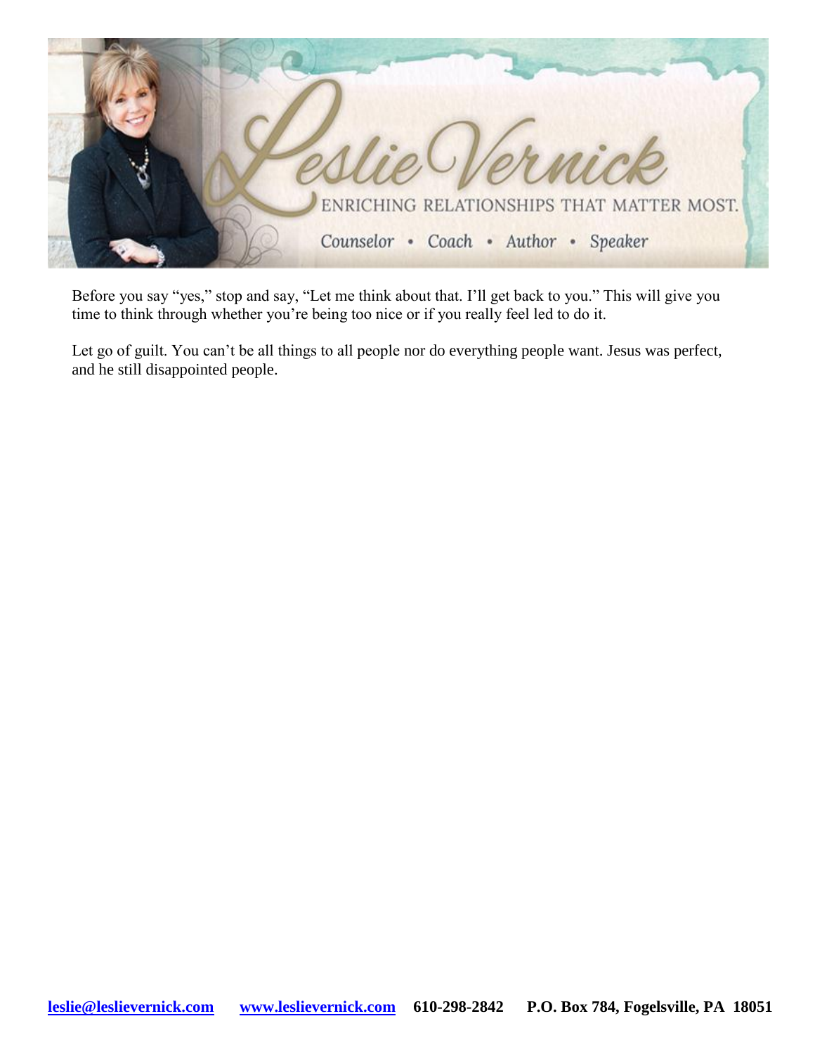Before you say "yes," stop and say, "Let me think about that. I'll get back to you." This will give you time to think through whether you're being too nice or if you really feel led to do it.

Let go of guilt. You can't be all things to all people nor do everything people want. Jesus was perfect, and he still disappointed people.